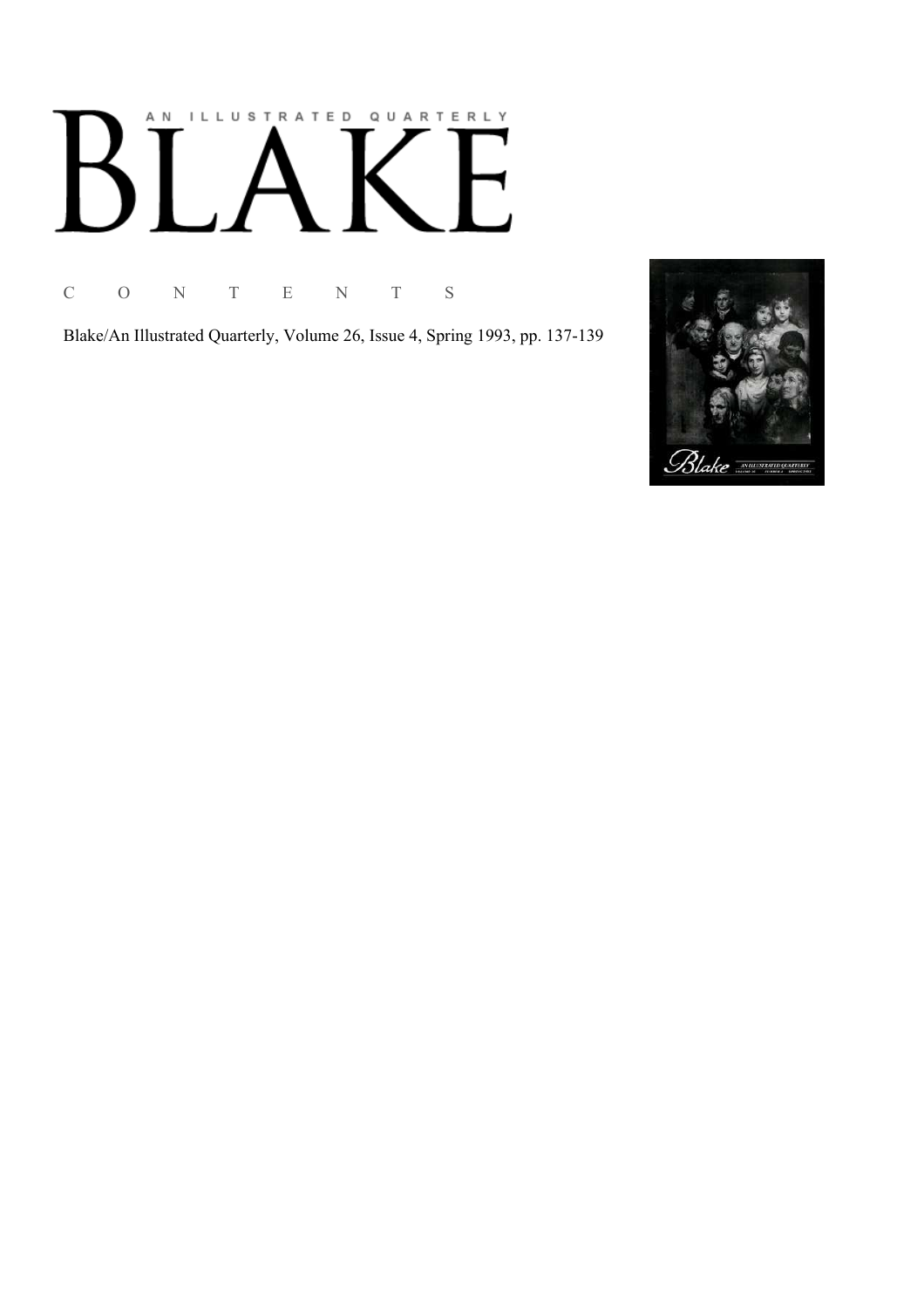# AN ILLUSTRATED QUARTERLY

# BLAKE

C O N T E N T S

Blake/An Illustrated Quarterly, Volume 26, Issue 4, Spring 1993, pp. 137-139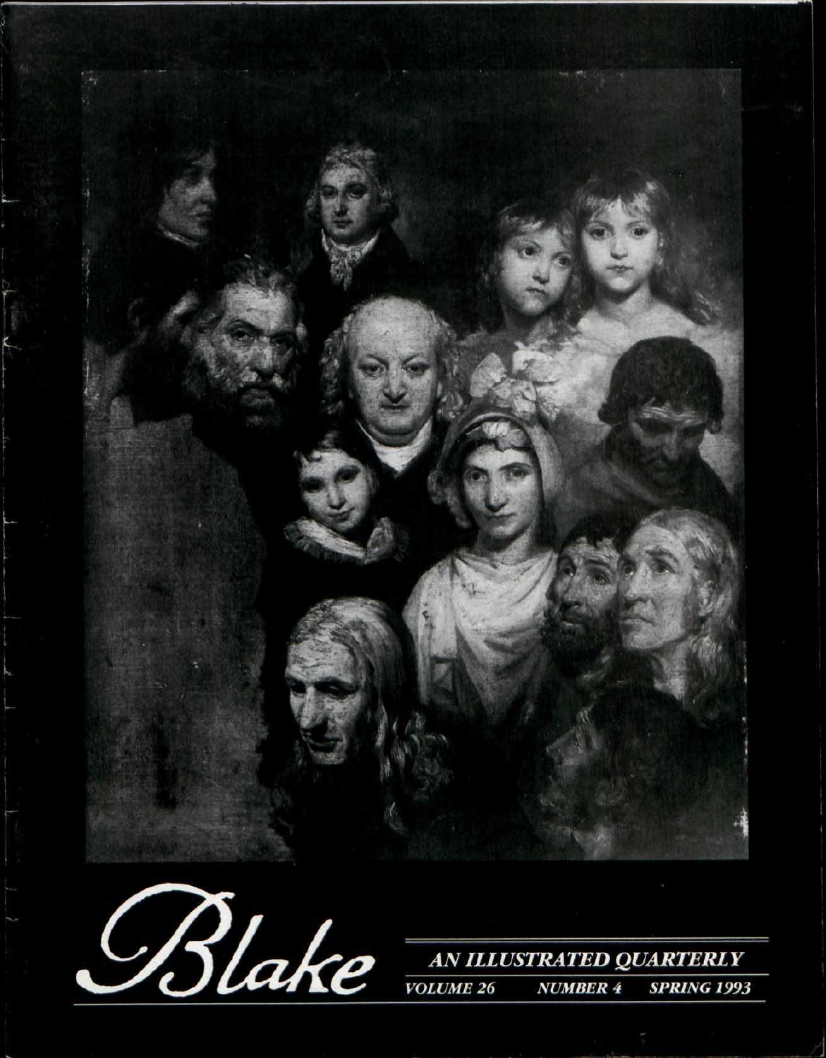# Blake

AN ILLUSTRATED QUARTERLY

VOLUME 26 NUMBER 4 SPRING 1993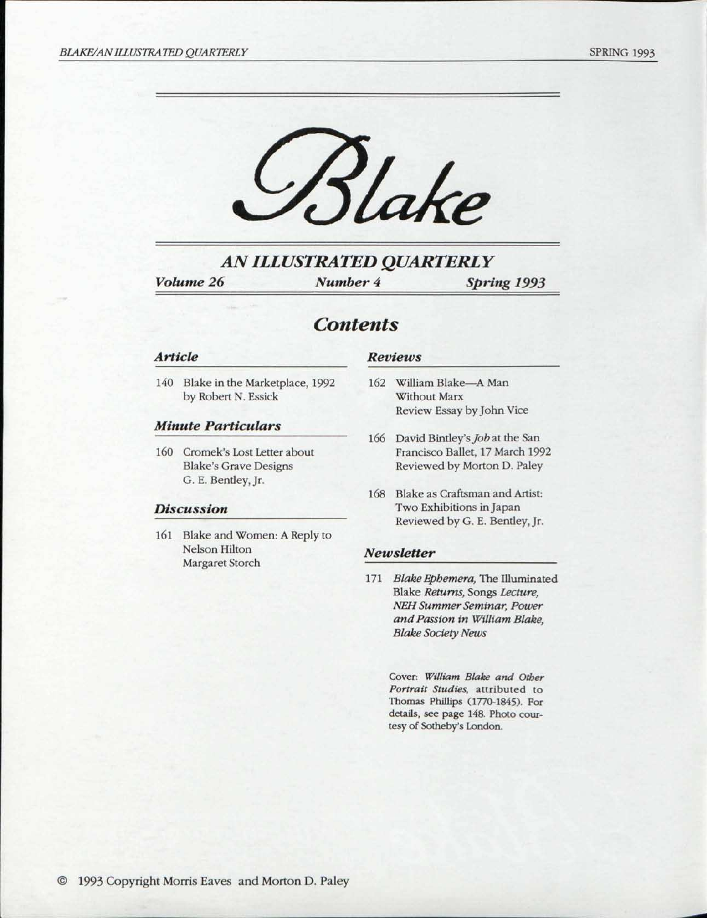# Blake

## AN ILLUSTRATED QUARTERLY

*Volume 26* *Number 4* *Spring 1993*

## Contents

### Article

140 Blake in the Marketplace, 1992
by Robert N. Essick

### Minute Particulars

160 Cromek's Lost Letter about Blake's Grave Designs
G. E. Bentley, Jr.

### Discussion

161 Blake and Women: A Reply to Nelson Hilton
Margaret Storch

### Reviews

162 William Blake—A Man Without Marx
Review Essay by John Vice

166 David Bintley's *Job* at the San Francisco Ballet, 17 March 1992
Reviewed by Morton D. Paley

168 Blake as Craftsman and Artist: Two Exhibitions in Japan
Reviewed by G. E. Bentley, Jr.

### Newsletter

171 *Blake Ephemera,* The Illuminated Blake *Returns,* Songs *Lecture, NEH Summer Seminar, Power and Passion in William Blake, Blake Society News*

Cover: *William Blake and Other Portrait Studies,* attributed to Thomas Phillips (1770-1845). For details, see page 148. Photo courtesy of Sotheby's London.

© 1993 Copyright Morris Eaves and Morton D. Paley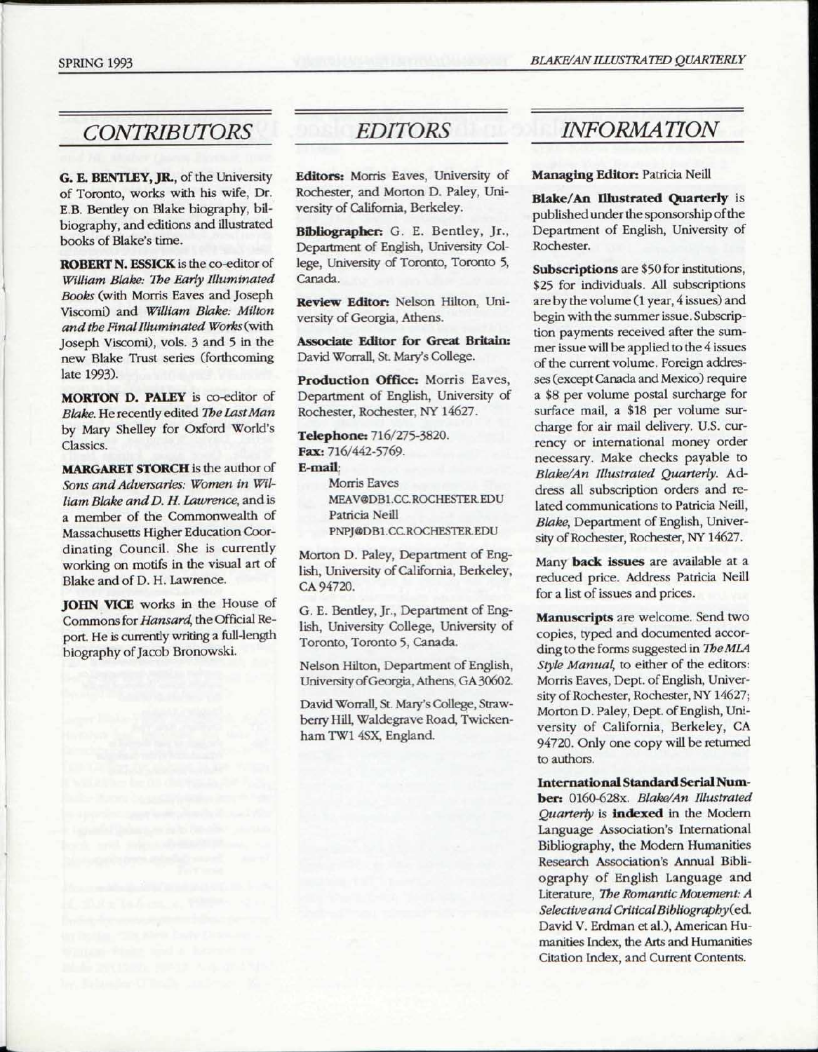## CONTRIBUTORS

**G. E. BENTLEY, JR.**, of the University of Toronto, works with his wife, Dr. E.B. Bentley on Blake biography, bibliography, and editions and illustrated books of Blake's time.

**ROBERT N. ESSICK** is the co-editor of *William Blake: The Early Illuminated Books* (with Morris Eaves and Joseph Viscomi) and *William Blake: Milton and the Final Illuminated Works* (with Joseph Viscomi), vols. 3 and 5 in the new Blake Trust series (forthcoming late 1993).

**MORTON D. PALEY** is co-editor of *Blake*. He recently edited *The Last Man* by Mary Shelley for Oxford World's Classics.

**MARGARET STORCH** is the author of *Sons and Adversaries: Women in William Blake and D. H. Lawrence*, and is a member of the Commonwealth of Massachusetts Higher Education Coordinating Council. She is currently working on motifs in the visual art of Blake and of D. H. Lawrence.

**JOHN VICE** works in the House of Commons for *Hansard*, the Official Report. He is currently writing a full-length biography of Jacob Bronowski.

## EDITORS

**Editors:** Morris Eaves, University of Rochester, and Morton D. Paley, University of California, Berkeley.

**Bibliographer:** G. E. Bentley, Jr., Department of English, University College, University of Toronto, Toronto 5, Canada.

**Review Editor:** Nelson Hilton, University of Georgia, Athens.

**Associate Editor for Great Britain:** David Worrall, St. Mary's College.

**Production Office:** Morris Eaves, Department of English, University of Rochester, Rochester, NY 14627.

**Telephone:** 716/275-3820.
**Fax:** 716/442-5769.
**E-mail:**

Morris Eaves
MEAV@DB1.CC.ROCHESTER.EDU
Patricia Neill
PNPJ@DB1.CC.ROCHESTER.EDU

Morton D. Paley, Department of English, University of California, Berkeley, CA 94720.

G. E. Bentley, Jr., Department of English, University College, University of Toronto, Toronto 5, Canada.

Nelson Hilton, Department of English, University of Georgia, Athens, GA 30602.

David Worrall, St. Mary's College, Strawberry Hill, Waldegrave Road, Twickenham TW1 4SX, England.

## INFORMATION

**Managing Editor:** Patricia Neill

**Blake/An Illustrated Quarterly** is published under the sponsorship of the Department of English, University of Rochester.

**Subscriptions** are $50 for institutions, $25 for individuals. All subscriptions are by the volume (1 year, 4 issues) and begin with the summer issue. Subscription payments received after the summer issue will be applied to the 4 issues of the current volume. Foreign addresses (except Canada and Mexico) require a $8 per volume postal surcharge for surface mail, a $18 per volume surcharge for air mail delivery. U.S. currency or international money order necessary. Make checks payable to *Blake/An Illustrated Quarterly*. Address all subscription orders and related communications to Patricia Neill, *Blake*, Department of English, University of Rochester, Rochester, NY 14627.

Many **back issues** are available at a reduced price. Address Patricia Neill for a list of issues and prices.

**Manuscripts** are welcome. Send two copies, typed and documented according to the forms suggested in *The MLA Style Manual*, to either of the editors: Morris Eaves, Dept. of English, University of Rochester, Rochester, NY 14627; Morton D. Paley, Dept. of English, University of California, Berkeley, CA 94720. Only one copy will be returned to authors.

**International Standard Serial Number:** 0160-628x. *Blake/An Illustrated Quarterly* is **indexed** in the Modern Language Association's International Bibliography, the Modern Humanities Research Association's Annual Bibliography of English Language and Literature, *The Romantic Movement: A Selective and Critical Bibliography* (ed. David V. Erdman et al.), American Humanities Index, the Arts and Humanities Citation Index, and Current Contents.